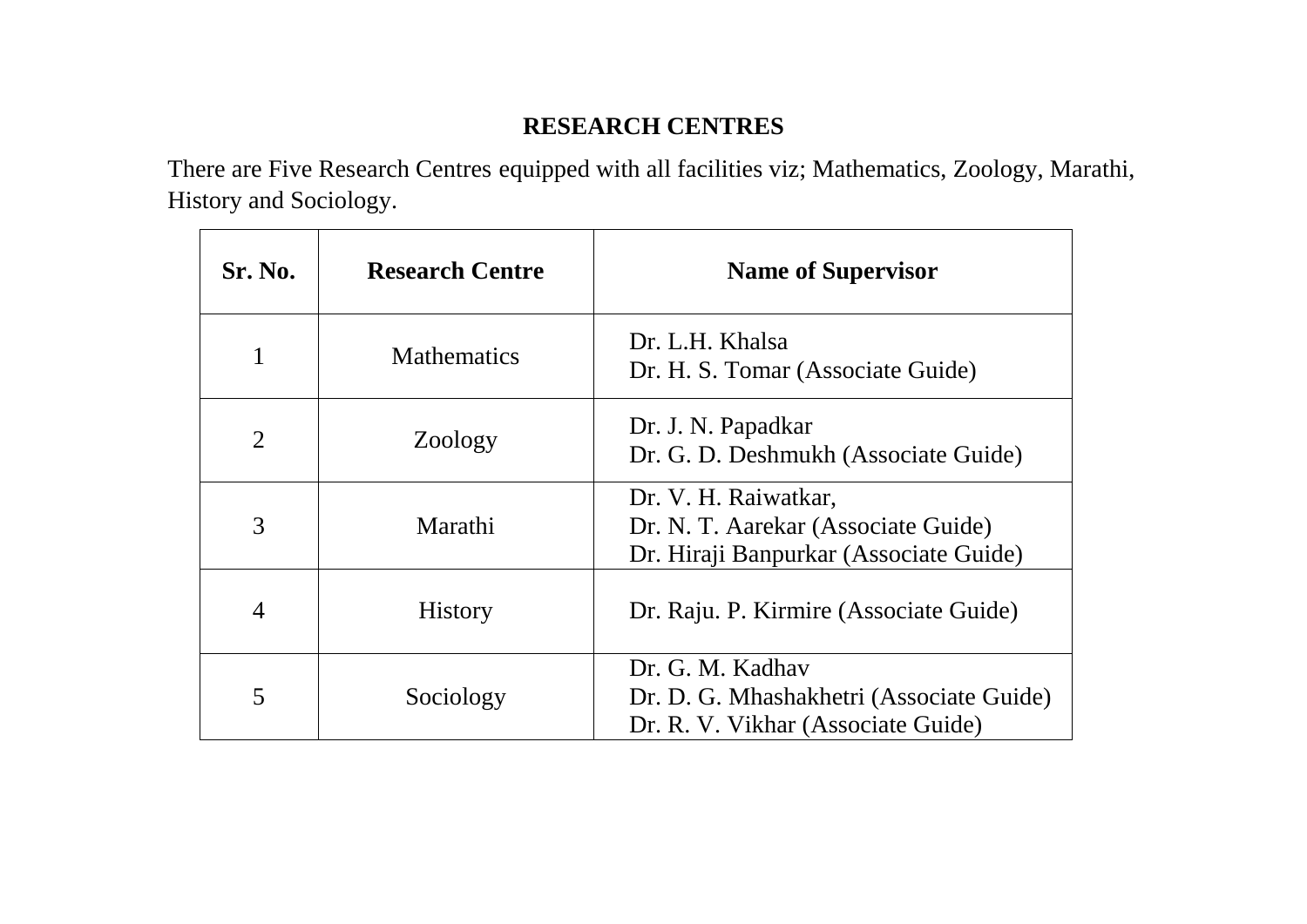# RESEARCH CENTRES

There are Five Research Centres equipped with all facilities viz; Mathematics, Zoology, Marathi, History and Sociology.

| Sr. No. | Research Centre | Name of Supervisor |
|---|---|---|
| 1 | Mathematics | Dr. L.H. Khalsa<br>Dr. H. S. Tomar (Associate Guide) |
| 2 | Zoology | Dr. J. N. Papadkar<br>Dr. G. D. Deshmukh (Associate Guide) |
| 3 | Marathi | Dr. V. H. Raiwatkar,<br>Dr. N. T. Aarekar (Associate Guide)<br>Dr. Hiraji Banpurkar (Associate Guide) |
| 4 | History | Dr. Raju. P. Kirmire (Associate Guide) |
| 5 | Sociology | Dr. G. M. Kadhav<br>Dr. D. G. Mhashakhetri (Associate Guide)<br>Dr. R. V. Vikhar (Associate Guide) |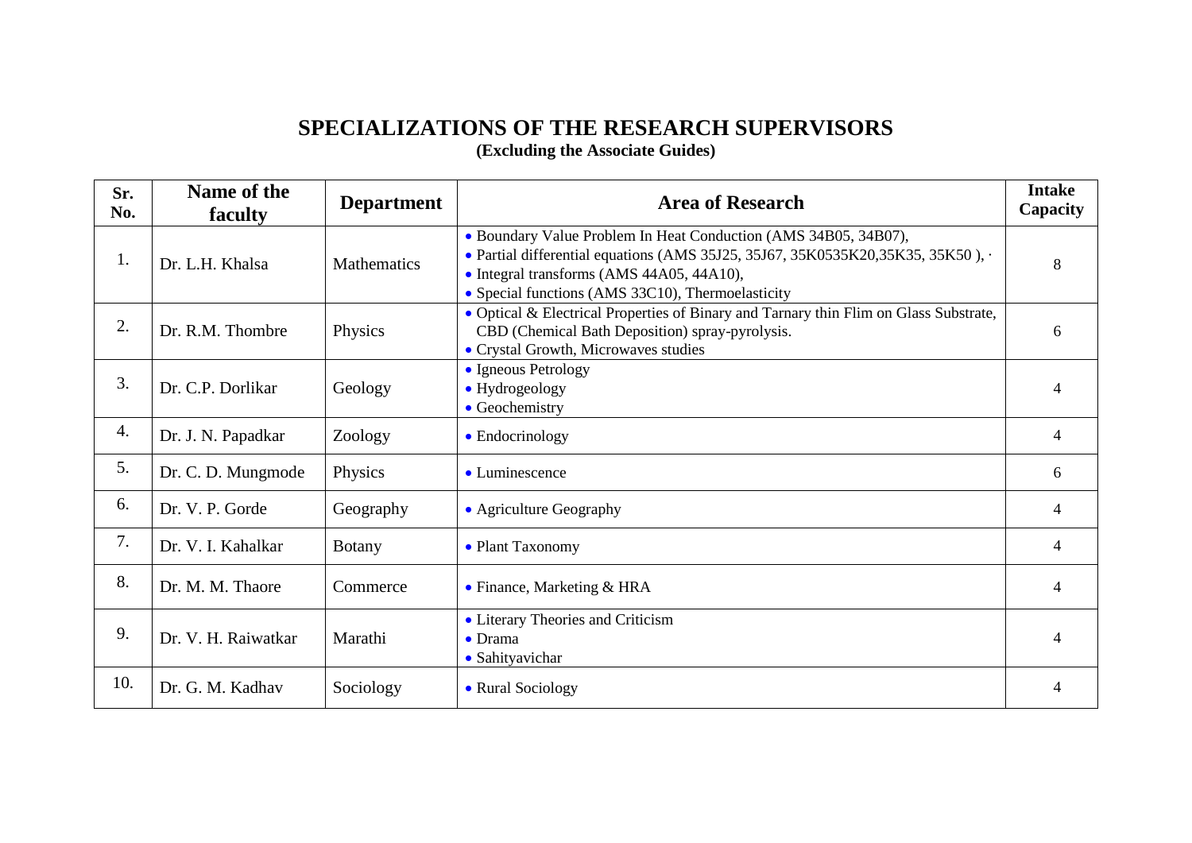# SPECIALIZATIONS OF THE RESEARCH SUPERVISORS

**(Excluding the Associate Guides)**

| Sr. No. | Name of the faculty | Department | Area of Research | Intake Capacity |
|---|---|---|---|---|
| 1. | Dr. L.H. Khalsa | Mathematics | • Boundary Value Problem In Heat Conduction (AMS 34B05, 34B07),<br>• Partial differential equations (AMS 35J25, 35J67, 35K0535K20,35K35, 35K50 ), ·<br>• Integral transforms (AMS 44A05, 44A10),<br>• Special functions (AMS 33C10), Thermoelasticity | 8 |
| 2. | Dr. R.M. Thombre | Physics | • Optical & Electrical Properties of Binary and Tarnary thin Flim on Glass Substrate, CBD (Chemical Bath Deposition) spray-pyrolysis.<br>• Crystal Growth, Microwaves studies | 6 |
| 3. | Dr. C.P. Dorlikar | Geology | • Igneous Petrology<br>• Hydrogeology<br>• Geochemistry | 4 |
| 4. | Dr. J. N. Papadkar | Zoology | • Endocrinology | 4 |
| 5. | Dr. C. D. Mungmode | Physics | • Luminescence | 6 |
| 6. | Dr. V. P. Gorde | Geography | • Agriculture Geography | 4 |
| 7. | Dr. V. I. Kahalkar | Botany | • Plant Taxonomy | 4 |
| 8. | Dr. M. M. Thaore | Commerce | • Finance, Marketing & HRA | 4 |
| 9. | Dr. V. H. Raiwatkar | Marathi | • Literary Theories and Criticism<br>• Drama<br>• Sahityavichar | 4 |
| 10. | Dr. G. M. Kadhav | Sociology | • Rural Sociology | 4 |